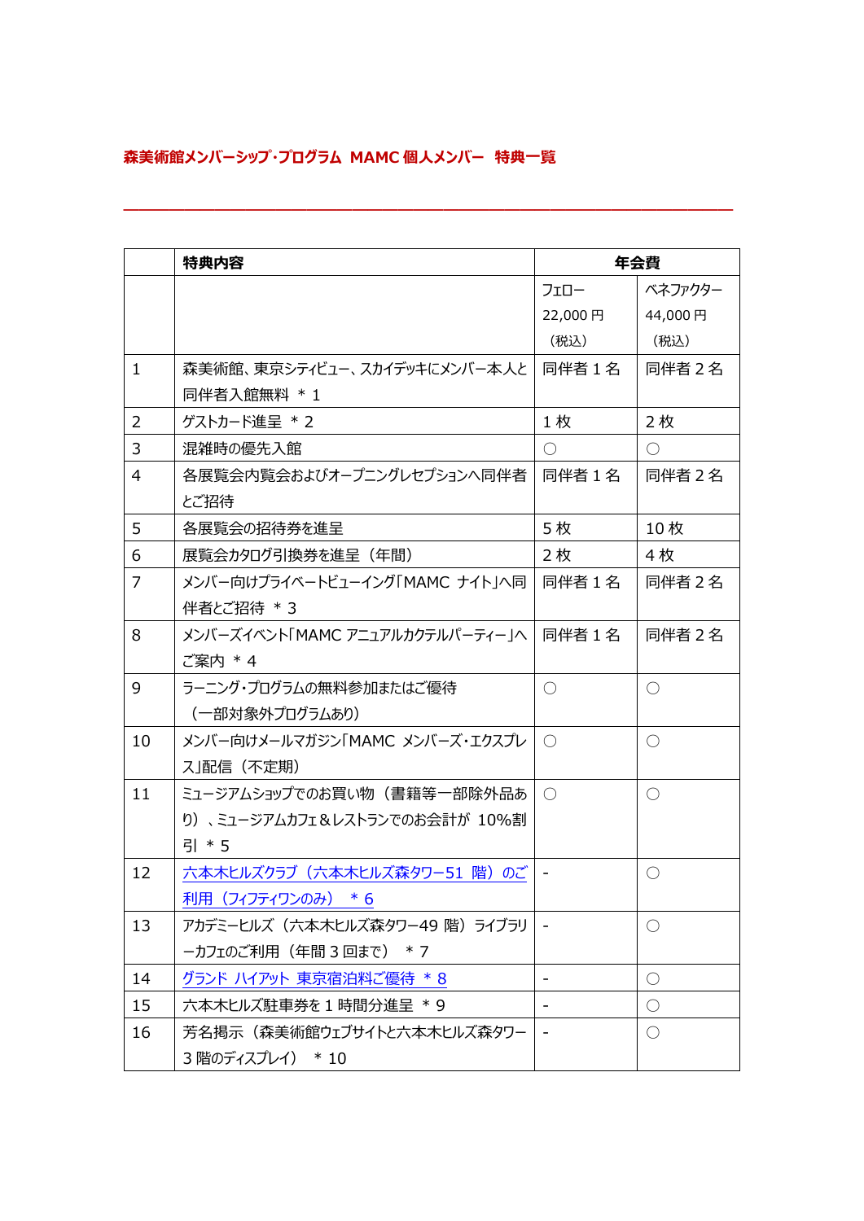## 森美術館メンバーシップ･プログラム MAMC 個人メンバー 特典一覧

| | 特典内容 | 年会費 | |
|---|---|---|---|
| | | フェロー 22,000 円 （税込） | ベネファクター 44,000 円 （税込） |
| 1 | 森美術館、東京シティビュー、スカイデッキにメンバー本人と同伴者入館無料 ＊1 | 同伴者 1 名 | 同伴者 2 名 |
| 2 | ゲストカード進呈 ＊2 | 1 枚 | 2 枚 |
| 3 | 混雑時の優先入館 | ○ | ○ |
| 4 | 各展覧会内覧会およびオープニングレセプションへ同伴者とご招待 | 同伴者 1 名 | 同伴者 2 名 |
| 5 | 各展覧会の招待券を進呈 | 5 枚 | 10 枚 |
| 6 | 展覧会カタログ引換券を進呈（年間） | 2 枚 | 4 枚 |
| 7 | メンバー向けプライベートビューイング｢MAMC ナイト｣へ同伴者とご招待 ＊3 | 同伴者 1 名 | 同伴者 2 名 |
| 8 | メンバーズイベント｢MAMC アニュアルカクテルパーティー｣へご案内 ＊4 | 同伴者 1 名 | 同伴者 2 名 |
| 9 | ラーニング･プログラムの無料参加またはご優待 （一部対象外プログラムあり） | ○ | ○ |
| 10 | メンバー向けメールマガジン｢MAMC メンバーズ･エクスプレス｣配信（不定期） | ○ | ○ |
| 11 | ミュージアムショップでのお買い物（書籍等一部除外品あり）、ミュージアムカフェ＆レストランでのお会計が 10%割引 ＊5 | ○ | ○ |
| 12 | 六本木ヒルズクラブ（六本木ヒルズ森タワー51 階）のご利用（フィフティワンのみ） ＊6 | - | ○ |
| 13 | アカデミーヒルズ（六本木ヒルズ森タワー49 階）ライブラリーカフェのご利用（年間 3 回まで） ＊7 | - | ○ |
| 14 | グランド ハイアット 東京宿泊料ご優待 ＊8 | - | ○ |
| 15 | 六本木ヒルズ駐車券を 1 時間分進呈 ＊9 | - | ○ |
| 16 | 芳名掲示（森美術館ウェブサイトと六本木ヒルズ森タワー3 階のディスプレイ） ＊10 | - | ○ |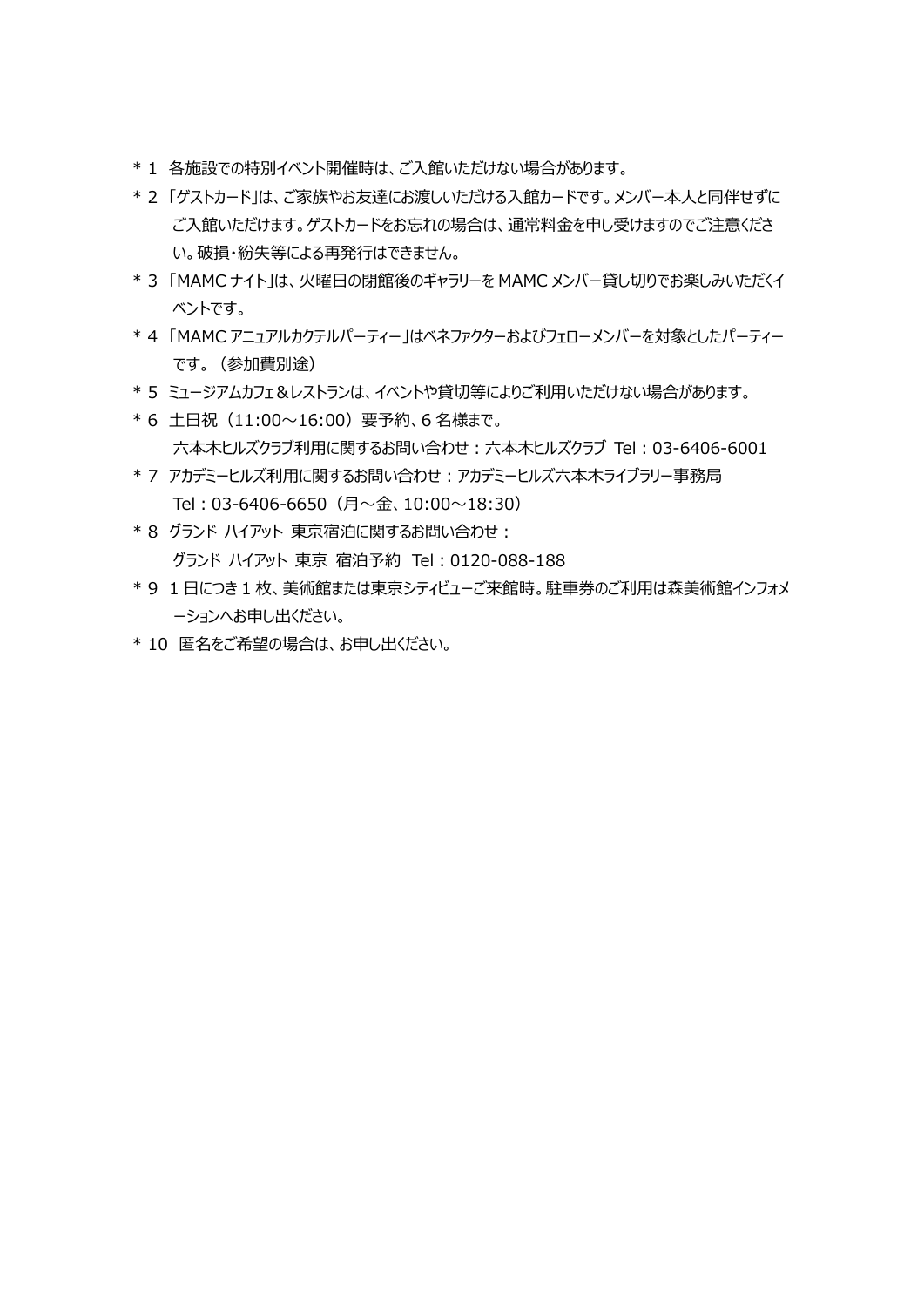＊1　各施設での特別イベント開催時は、ご入館いただけない場合があります。

＊2　「ゲストカード」は、ご家族やお友達にお渡しいただける入館カードです。メンバー本人と同伴せずにご入館いただけます。ゲストカードをお忘れの場合は、通常料金を申し受けますのでご注意ください。破損・紛失等による再発行はできません。

＊3　「MAMC ナイト」は、火曜日の閉館後のギャラリーを MAMC メンバー貸し切りでお楽しみいただくイベントです。

＊4　「MAMC アニュアルカクテルパーティー」はベネファクターおよびフェローメンバーを対象としたパーティーです。（参加費別途）

＊5　ミュージアムカフェ＆レストランは、イベントや貸切等によりご利用いただけない場合があります。

＊6　土日祝（11:00～16:00）要予約、6 名様まで。
六本木ヒルズクラブ利用に関するお問い合わせ：六本木ヒルズクラブ　Tel：03-6406-6001

＊7　アカデミーヒルズ利用に関するお問い合わせ：アカデミーヒルズ六本木ライブラリー事務局
Tel：03-6406-6650（月～金、10:00～18:30）

＊8　グランド ハイアット 東京宿泊に関するお問い合わせ：
グランド ハイアット 東京　宿泊予約　Tel：0120-088-188

＊9　1 日につき 1 枚、美術館または東京シティビューご来館時。駐車券のご利用は森美術館インフォメーションへお申し出ください。

＊10　匿名をご希望の場合は、お申し出ください。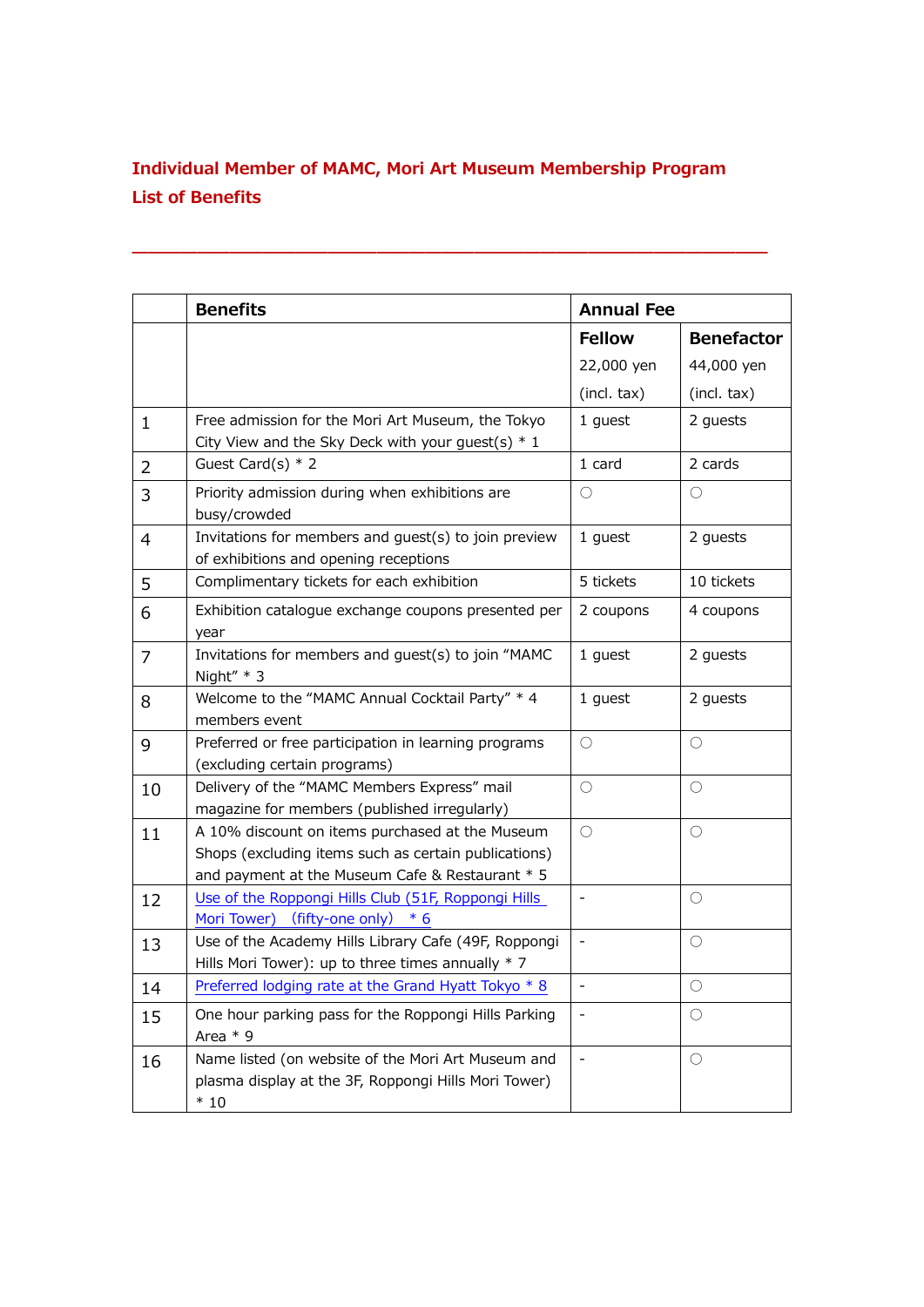## Individual Member of MAMC, Mori Art Museum Membership Program
## List of Benefits

---

| | Benefits | Annual Fee | |
|---|---|---|---|
| | | **Fellow**<br>22,000 yen<br>(incl. tax) | **Benefactor**<br>44,000 yen<br>(incl. tax) |
| 1 | Free admission for the Mori Art Museum, the Tokyo City View and the Sky Deck with your guest(s) * 1 | 1 guest | 2 guests |
| 2 | Guest Card(s) * 2 | 1 card | 2 cards |
| 3 | Priority admission during when exhibitions are busy/crowded | ○ | ○ |
| 4 | Invitations for members and guest(s) to join preview of exhibitions and opening receptions | 1 guest | 2 guests |
| 5 | Complimentary tickets for each exhibition | 5 tickets | 10 tickets |
| 6 | Exhibition catalogue exchange coupons presented per year | 2 coupons | 4 coupons |
| 7 | Invitations for members and guest(s) to join "MAMC Night" * 3 | 1 guest | 2 guests |
| 8 | Welcome to the "MAMC Annual Cocktail Party" * 4 members event | 1 guest | 2 guests |
| 9 | Preferred or free participation in learning programs (excluding certain programs) | ○ | ○ |
| 10 | Delivery of the "MAMC Members Express" mail magazine for members (published irregularly) | ○ | ○ |
| 11 | A 10% discount on items purchased at the Museum Shops (excluding items such as certain publications) and payment at the Museum Cafe & Restaurant * 5 | ○ | ○ |
| 12 | Use of the Roppongi Hills Club (51F, Roppongi Hills Mori Tower) (fifty-one only) * 6 | - | ○ |
| 13 | Use of the Academy Hills Library Cafe (49F, Roppongi Hills Mori Tower): up to three times annually * 7 | - | ○ |
| 14 | Preferred lodging rate at the Grand Hyatt Tokyo * 8 | - | ○ |
| 15 | One hour parking pass for the Roppongi Hills Parking Area * 9 | - | ○ |
| 16 | Name listed (on website of the Mori Art Museum and plasma display at the 3F, Roppongi Hills Mori Tower) * 10 | - | ○ |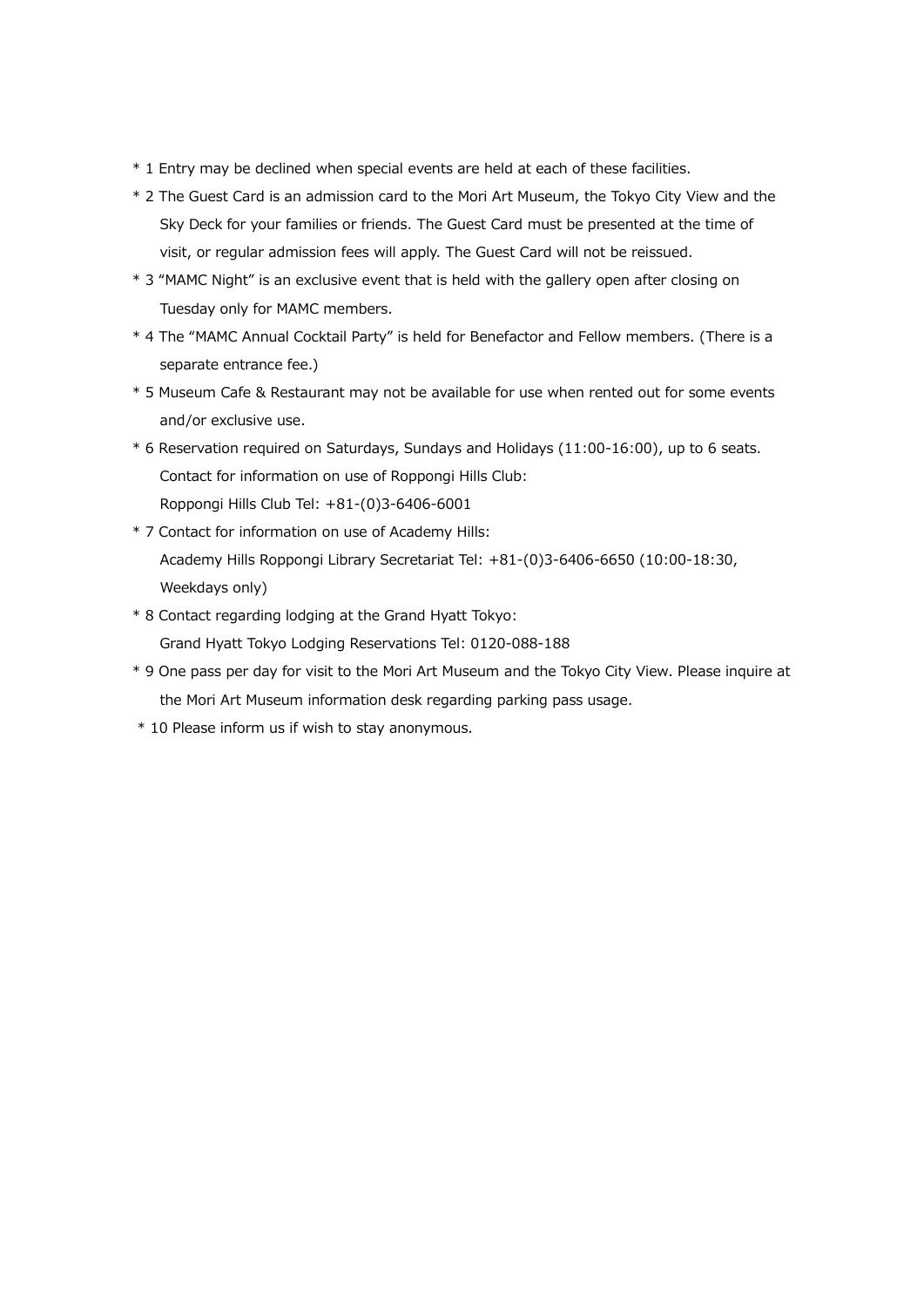* 1 Entry may be declined when special events are held at each of these facilities.

* 2 The Guest Card is an admission card to the Mori Art Museum, the Tokyo City View and the Sky Deck for your families or friends. The Guest Card must be presented at the time of visit, or regular admission fees will apply. The Guest Card will not be reissued.

* 3 “MAMC Night” is an exclusive event that is held with the gallery open after closing on Tuesday only for MAMC members.

* 4 The “MAMC Annual Cocktail Party” is held for Benefactor and Fellow members. (There is a separate entrance fee.)

* 5 Museum Cafe & Restaurant may not be available for use when rented out for some events and/or exclusive use.

* 6 Reservation required on Saturdays, Sundays and Holidays (11:00-16:00), up to 6 seats.
  Contact for information on use of Roppongi Hills Club:
  Roppongi Hills Club Tel: +81-(0)3-6406-6001

* 7 Contact for information on use of Academy Hills:
  Academy Hills Roppongi Library Secretariat Tel: +81-(0)3-6406-6650 (10:00-18:30, Weekdays only)

* 8 Contact regarding lodging at the Grand Hyatt Tokyo:
  Grand Hyatt Tokyo Lodging Reservations Tel: 0120-088-188

* 9 One pass per day for visit to the Mori Art Museum and the Tokyo City View. Please inquire at the Mori Art Museum information desk regarding parking pass usage.

* 10 Please inform us if wish to stay anonymous.